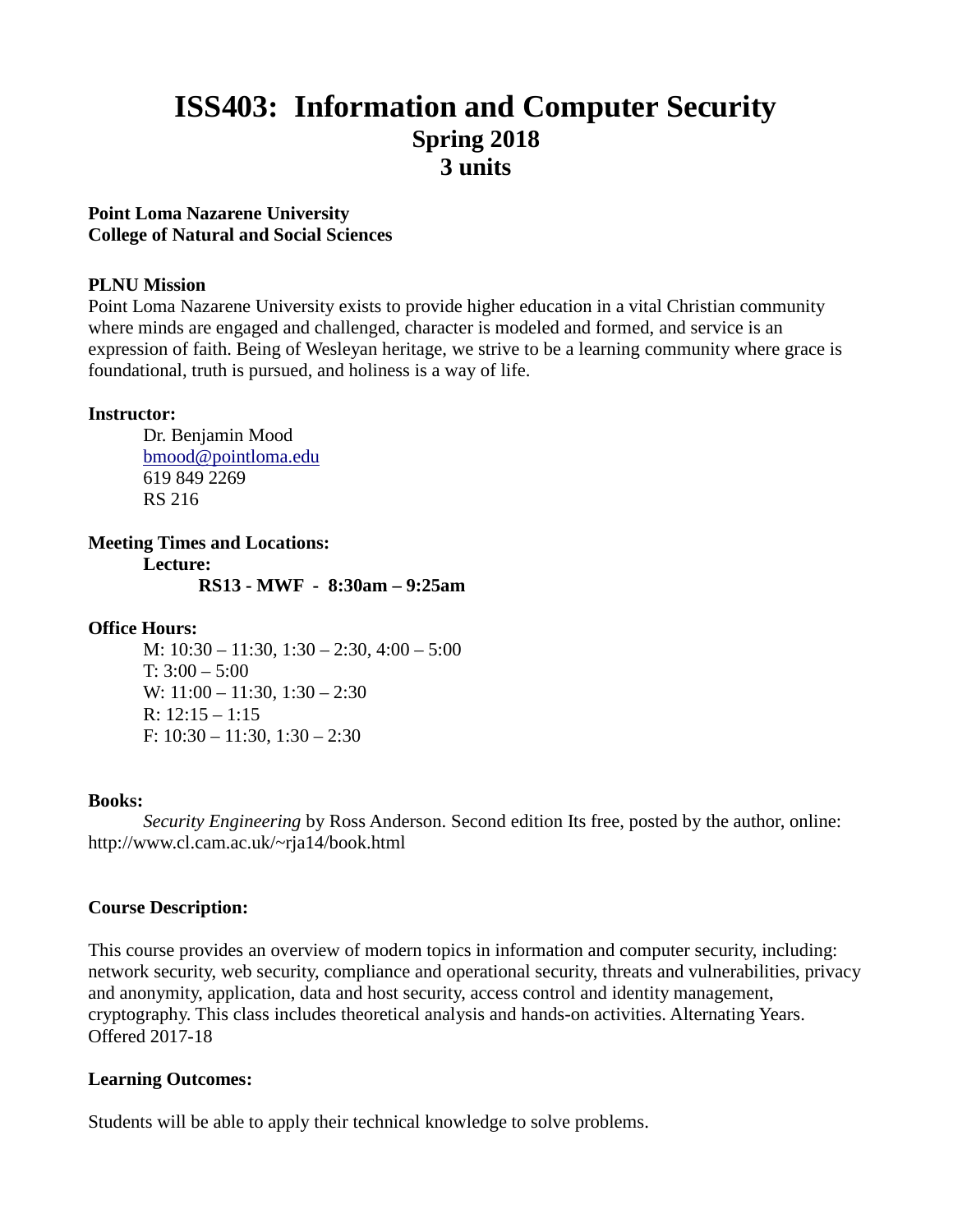# ISS403: Information and Computer Security
## Spring 2018
## 3 units

**Point Loma Nazarene University**
**College of Natural and Social Sciences**

**PLNU Mission**
Point Loma Nazarene University exists to provide higher education in a vital Christian community where minds are engaged and challenged, character is modeled and formed, and service is an expression of faith. Being of Wesleyan heritage, we strive to be a learning community where grace is foundational, truth is pursued, and holiness is a way of life.

**Instructor:**
Dr. Benjamin Mood
bmood@pointloma.edu
619 849 2269
RS 216

**Meeting Times and Locations:**
**Lecture:**
**RS13 - MWF - 8:30am – 9:25am**

**Office Hours:**
M: 10:30 – 11:30, 1:30 – 2:30, 4:00 – 5:00
T: 3:00 – 5:00
W: 11:00 – 11:30, 1:30 – 2:30
R: 12:15 – 1:15
F: 10:30 – 11:30, 1:30 – 2:30

**Books:**
*Security Engineering* by Ross Anderson. Second edition Its free, posted by the author, online: http://www.cl.cam.ac.uk/~rja14/book.html

**Course Description:**

This course provides an overview of modern topics in information and computer security, including: network security, web security, compliance and operational security, threats and vulnerabilities, privacy and anonymity, application, data and host security, access control and identity management, cryptography. This class includes theoretical analysis and hands-on activities. Alternating Years. Offered 2017-18

**Learning Outcomes:**

Students will be able to apply their technical knowledge to solve problems.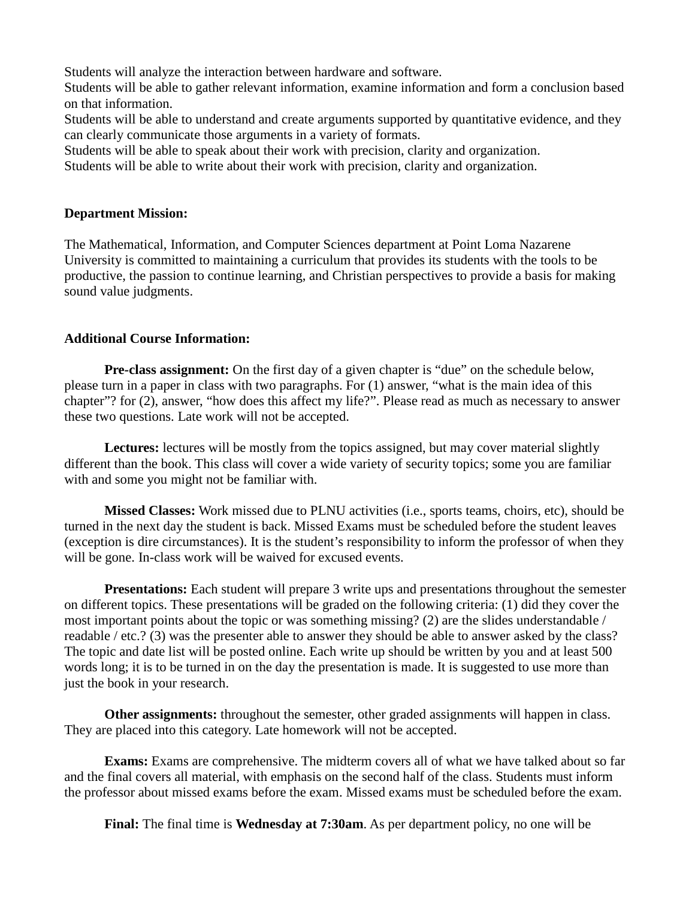Students will analyze the interaction between hardware and software.
Students will be able to gather relevant information, examine information and form a conclusion based on that information.
Students will be able to understand and create arguments supported by quantitative evidence, and they can clearly communicate those arguments in a variety of formats.
Students will be able to speak about their work with precision, clarity and organization.
Students will be able to write about their work with precision, clarity and organization.

**Department Mission:**

The Mathematical, Information, and Computer Sciences department at Point Loma Nazarene University is committed to maintaining a curriculum that provides its students with the tools to be productive, the passion to continue learning, and Christian perspectives to provide a basis for making sound value judgments.

**Additional Course Information:**

**Pre-class assignment:** On the first day of a given chapter is "due" on the schedule below, please turn in a paper in class with two paragraphs. For (1) answer, "what is the main idea of this chapter"? for (2), answer, "how does this affect my life?". Please read as much as necessary to answer these two questions. Late work will not be accepted.

**Lectures:** lectures will be mostly from the topics assigned, but may cover material slightly different than the book. This class will cover a wide variety of security topics; some you are familiar with and some you might not be familiar with.

**Missed Classes:** Work missed due to PLNU activities (i.e., sports teams, choirs, etc), should be turned in the next day the student is back. Missed Exams must be scheduled before the student leaves (exception is dire circumstances). It is the student's responsibility to inform the professor of when they will be gone. In-class work will be waived for excused events.

**Presentations:** Each student will prepare 3 write ups and presentations throughout the semester on different topics. These presentations will be graded on the following criteria: (1) did they cover the most important points about the topic or was something missing? (2) are the slides understandable / readable / etc.? (3) was the presenter able to answer they should be able to answer asked by the class? The topic and date list will be posted online. Each write up should be written by you and at least 500 words long; it is to be turned in on the day the presentation is made. It is suggested to use more than just the book in your research.

**Other assignments:** throughout the semester, other graded assignments will happen in class. They are placed into this category. Late homework will not be accepted.

**Exams:** Exams are comprehensive. The midterm covers all of what we have talked about so far and the final covers all material, with emphasis on the second half of the class. Students must inform the professor about missed exams before the exam. Missed exams must be scheduled before the exam.

**Final:** The final time is **Wednesday at 7:30am**. As per department policy, no one will be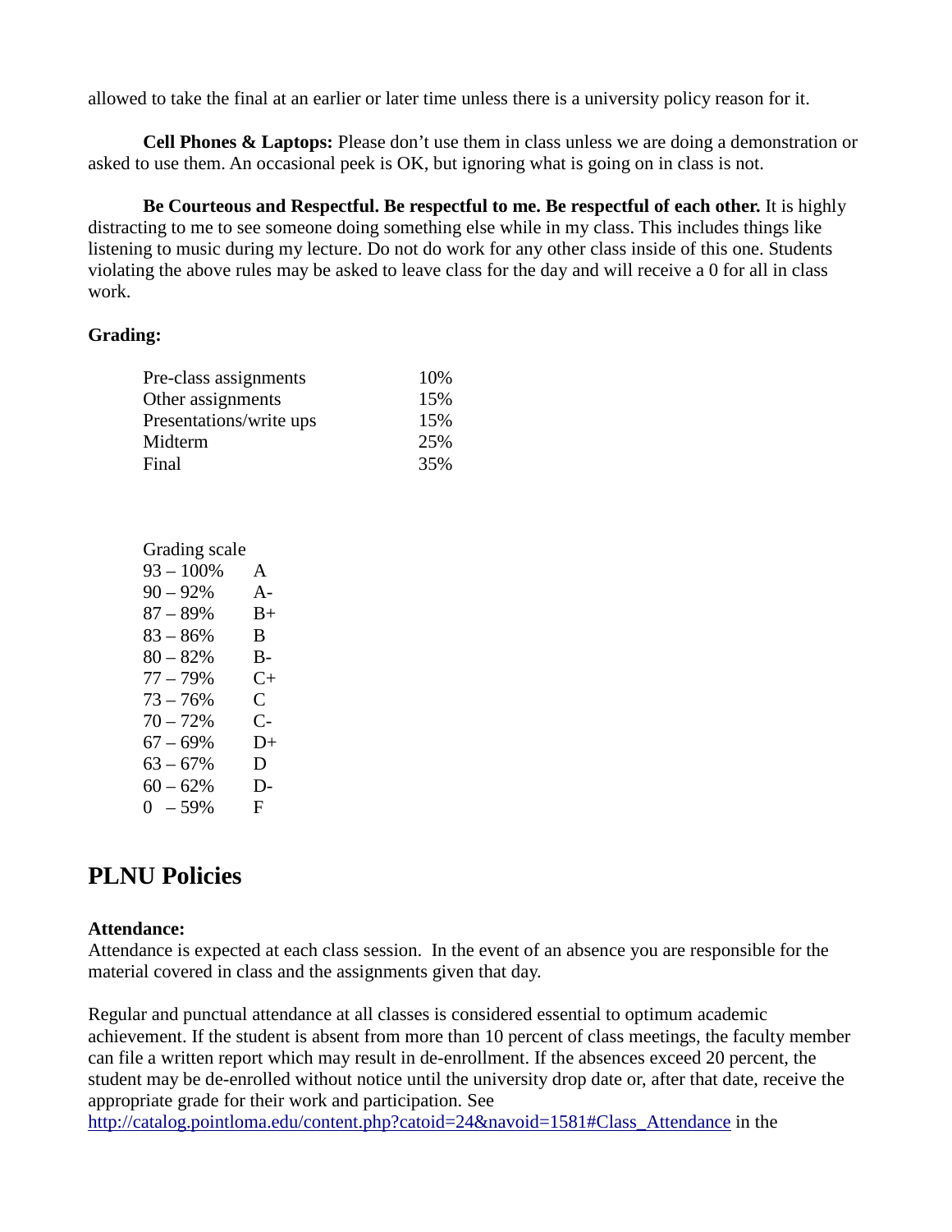allowed to take the final at an earlier or later time unless there is a university policy reason for it.

**Cell Phones & Laptops:** Please don't use them in class unless we are doing a demonstration or asked to use them. An occasional peek is OK, but ignoring what is going on in class is not.

**Be Courteous and Respectful. Be respectful to me. Be respectful of each other.** It is highly distracting to me to see someone doing something else while in my class. This includes things like listening to music during my lecture. Do not do work for any other class inside of this one. Students violating the above rules may be asked to leave class for the day and will receive a 0 for all in class work.

**Grading:**

| | |
|---|---|
| Pre-class assignments | 10% |
| Other assignments | 15% |
| Presentations/write ups | 15% |
| Midterm | 25% |
| Final | 35% |

Grading scale

| | |
|---|---|
| 93 – 100% | A |
| 90 – 92% | A- |
| 87 – 89% | B+ |
| 83 – 86% | B |
| 80 – 82% | B- |
| 77 – 79% | C+ |
| 73 – 76% | C |
| 70 – 72% | C- |
| 67 – 69% | D+ |
| 63 – 67% | D |
| 60 – 62% | D- |
| 0 – 59% | F |

## PLNU Policies

**Attendance:**

Attendance is expected at each class session. In the event of an absence you are responsible for the material covered in class and the assignments given that day.

Regular and punctual attendance at all classes is considered essential to optimum academic achievement. If the student is absent from more than 10 percent of class meetings, the faculty member can file a written report which may result in de-enrollment. If the absences exceed 20 percent, the student may be de-enrolled without notice until the university drop date or, after that date, receive the appropriate grade for their work and participation. See [http://catalog.pointloma.edu/content.php?catoid=24&navoid=1581#Class_Attendance](http://catalog.pointloma.edu/content.php?catoid=24&navoid=1581#Class_Attendance) in the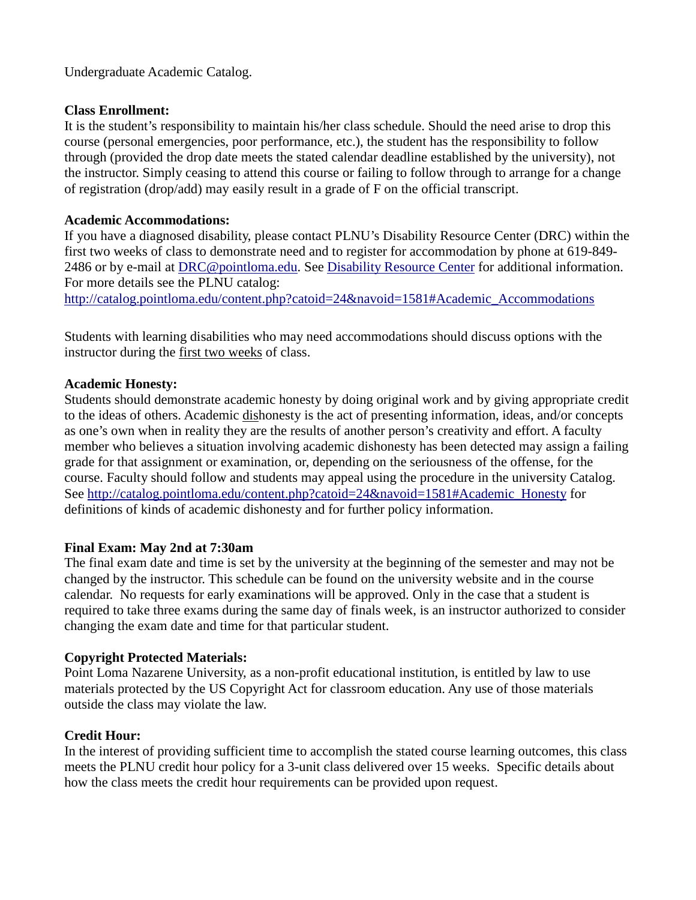Undergraduate Academic Catalog.

**Class Enrollment:**
It is the student's responsibility to maintain his/her class schedule. Should the need arise to drop this course (personal emergencies, poor performance, etc.), the student has the responsibility to follow through (provided the drop date meets the stated calendar deadline established by the university), not the instructor. Simply ceasing to attend this course or failing to follow through to arrange for a change of registration (drop/add) may easily result in a grade of F on the official transcript.

**Academic Accommodations:**
If you have a diagnosed disability, please contact PLNU's Disability Resource Center (DRC) within the first two weeks of class to demonstrate need and to register for accommodation by phone at 619-849-2486 or by e-mail at [DRC@pointloma.edu](mailto:DRC@pointloma.edu). See [Disability Resource Center]() for additional information. For more details see the PLNU catalog:
[http://catalog.pointloma.edu/content.php?catoid=24&navoid=1581#Academic_Accommodations](http://catalog.pointloma.edu/content.php?catoid=24&navoid=1581#Academic_Accommodations)

Students with learning disabilities who may need accommodations should discuss options with the instructor during the <u>first two weeks</u> of class.

**Academic Honesty:**
Students should demonstrate academic honesty by doing original work and by giving appropriate credit to the ideas of others. Academic <u>dis</u>honesty is the act of presenting information, ideas, and/or concepts as one's own when in reality they are the results of another person's creativity and effort. A faculty member who believes a situation involving academic dishonesty has been detected may assign a failing grade for that assignment or examination, or, depending on the seriousness of the offense, for the course. Faculty should follow and students may appeal using the procedure in the university Catalog. See [http://catalog.pointloma.edu/content.php?catoid=24&navoid=1581#Academic_Honesty](http://catalog.pointloma.edu/content.php?catoid=24&navoid=1581#Academic_Honesty) for definitions of kinds of academic dishonesty and for further policy information.

**Final Exam: May 2nd at 7:30am**
The final exam date and time is set by the university at the beginning of the semester and may not be changed by the instructor. This schedule can be found on the university website and in the course calendar. No requests for early examinations will be approved. Only in the case that a student is required to take three exams during the same day of finals week, is an instructor authorized to consider changing the exam date and time for that particular student.

**Copyright Protected Materials:**
Point Loma Nazarene University, as a non-profit educational institution, is entitled by law to use materials protected by the US Copyright Act for classroom education. Any use of those materials outside the class may violate the law.

**Credit Hour:**
In the interest of providing sufficient time to accomplish the stated course learning outcomes, this class meets the PLNU credit hour policy for a 3-unit class delivered over 15 weeks. Specific details about how the class meets the credit hour requirements can be provided upon request.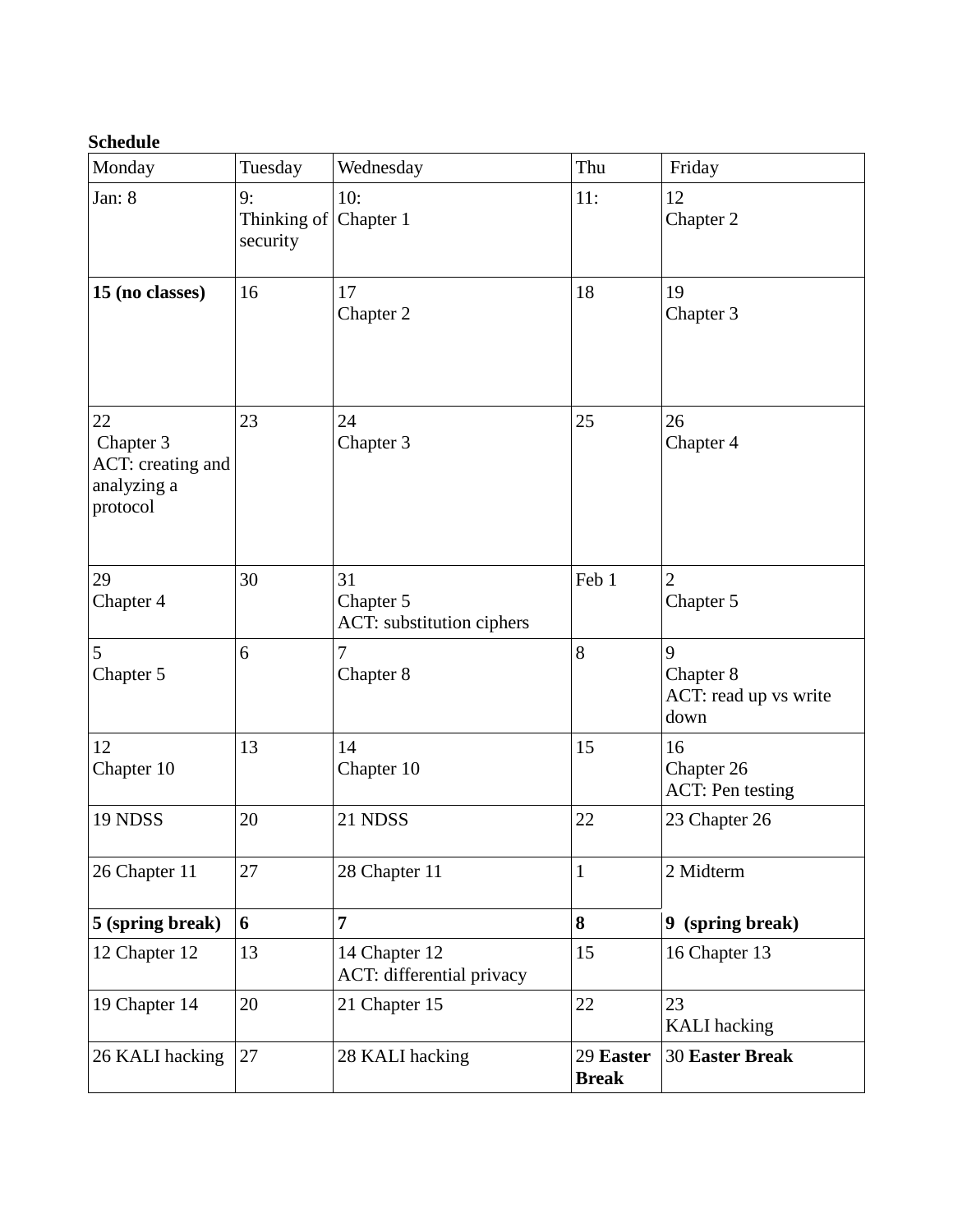**Schedule**

| Monday | Tuesday | Wednesday | Thu | Friday |
|---|---|---|---|---|
| Jan: 8 | 9: Thinking of security | 10: Chapter 1 | 11: | 12 Chapter 2 |
| **15 (no classes)** | 16 | 17 Chapter 2 | 18 | 19 Chapter 3 |
| 22 Chapter 3 ACT: creating and analyzing a protocol | 23 | 24 Chapter 3 | 25 | 26 Chapter 4 |
| 29 Chapter 4 | 30 | 31 Chapter 5 ACT: substitution ciphers | Feb 1 | 2 Chapter 5 |
| 5 Chapter 5 | 6 | 7 Chapter 8 | 8 | 9 Chapter 8 ACT: read up vs write down |
| 12 Chapter 10 | 13 | 14 Chapter 10 | 15 | 16 Chapter 26 ACT: Pen testing |
| 19 NDSS | 20 | 21 NDSS | 22 | 23 Chapter 26 |
| 26 Chapter 11 | 27 | 28 Chapter 11 | 1 | 2 Midterm |
| **5 (spring break)** | **6** | **7** | **8** | **9 (spring break)** |
| 12 Chapter 12 | 13 | 14 Chapter 12 ACT: differential privacy | 15 | 16 Chapter 13 |
| 19 Chapter 14 | 20 | 21 Chapter 15 | 22 | 23 KALI hacking |
| 26 KALI hacking | 27 | 28 KALI hacking | 29 **Easter Break** | 30 **Easter Break** |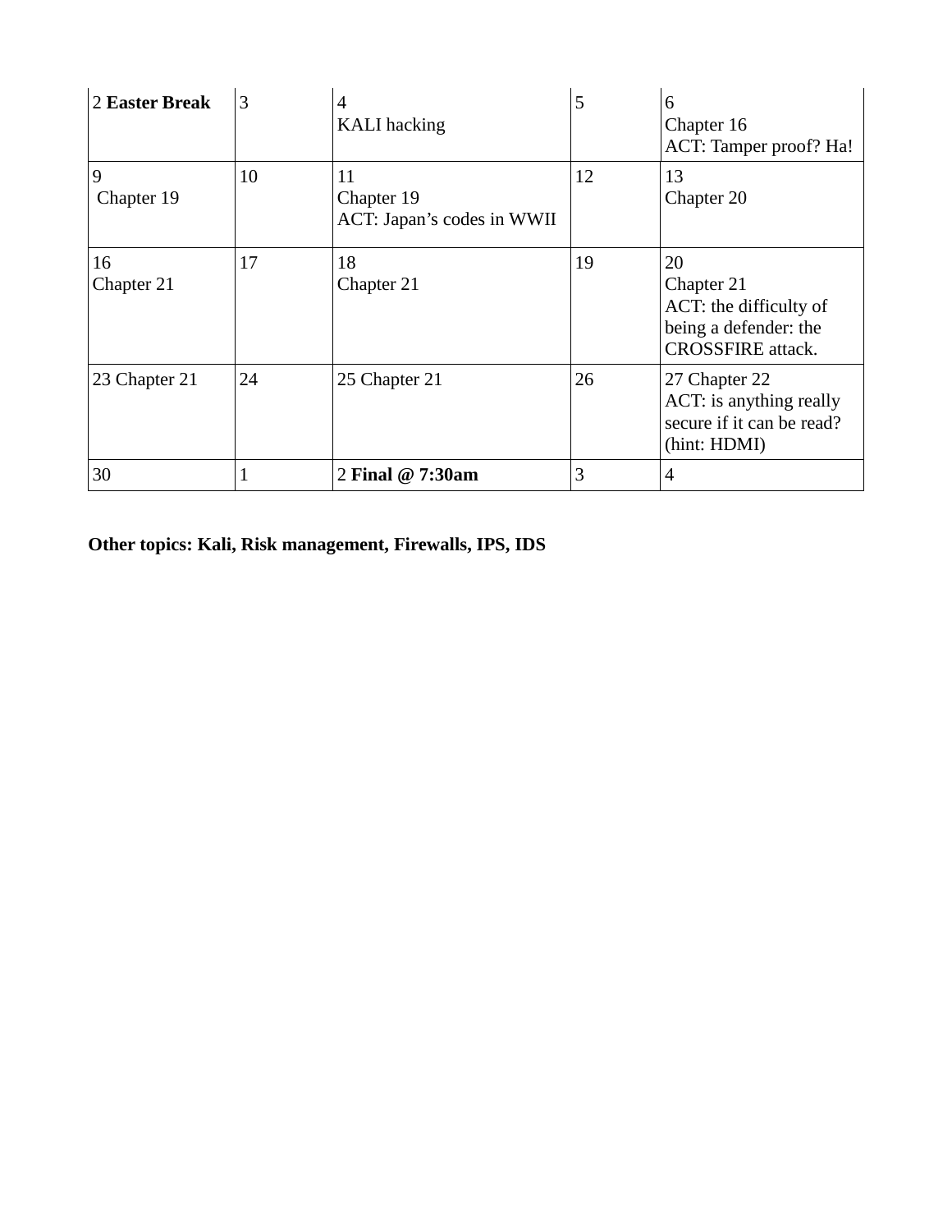| | | | | |
|---|---|---|---|---|
| 2 **Easter Break** | 3 | 4<br>KALI hacking | 5 | 6<br>Chapter 16<br>ACT: Tamper proof? Ha! |
| 9<br>Chapter 19 | 10 | 11<br>Chapter 19<br>ACT: Japan's codes in WWII | 12 | 13<br>Chapter 20 |
| 16<br>Chapter 21 | 17 | 18<br>Chapter 21 | 19 | 20<br>Chapter 21<br>ACT: the difficulty of being a defender: the CROSSFIRE attack. |
| 23 Chapter 21 | 24 | 25 Chapter 21 | 26 | 27 Chapter 22<br>ACT: is anything really secure if it can be read? (hint: HDMI) |
| 30 | 1 | 2 **Final @ 7:30am** | 3 | 4 |

**Other topics: Kali, Risk management, Firewalls, IPS, IDS**